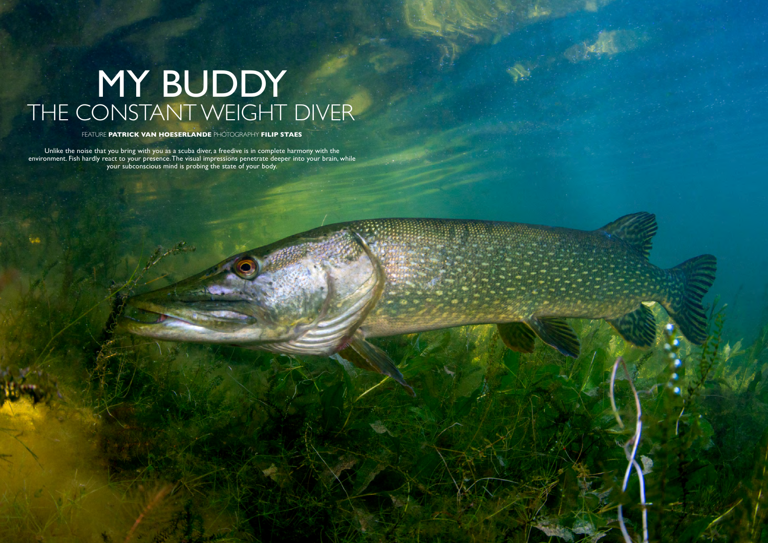# MY BUDDY
## THE CONSTANT WEIGHT DIVER

FEATURE **PATRICK VAN HOESERLANDE** PHOTOGRAPHY **FILIP STAES**

Unlike the noise that you bring with you as a scuba diver, a freedive is in complete harmony with the environment. Fish hardly react to your presence. The visual impressions penetrate deeper into your brain, while your subconscious mind is probing the state of your body.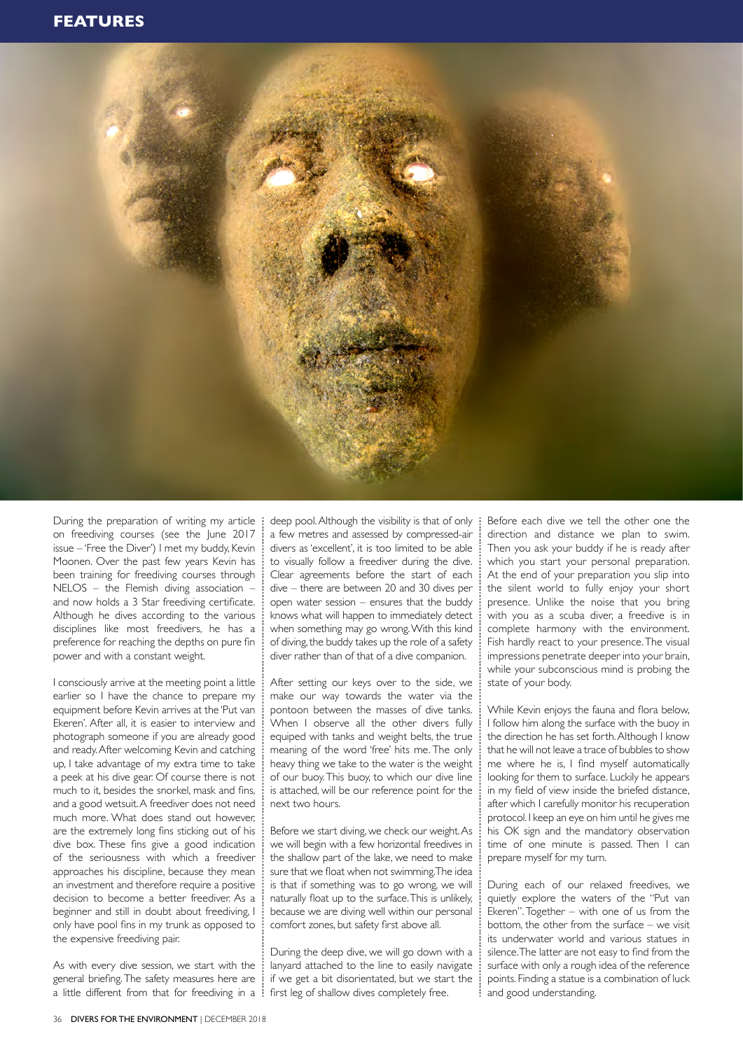During the preparation of writing my article on freediving courses (see the June 2017 issue – 'Free the Diver') I met my buddy, Kevin Moonen. Over the past few years Kevin has been training for freediving courses through NELOS – the Flemish diving association – and now holds a 3 Star freediving certificate. Although he dives according to the various disciplines like most freedivers, he has a preference for reaching the depths on pure fin power and with a constant weight.

I consciously arrive at the meeting point a little earlier so I have the chance to prepare my equipment before Kevin arrives at the 'Put van Ekeren'. After all, it is easier to interview and photograph someone if you are already good and ready. After welcoming Kevin and catching up, I take advantage of my extra time to take a peek at his dive gear. Of course there is not much to it, besides the snorkel, mask and fins, and a good wetsuit. A freediver does not need much more. What does stand out however, are the extremely long fins sticking out of his dive box. These fins give a good indication of the seriousness with which a freediver approaches his discipline, because they mean an investment and therefore require a positive decision to become a better freediver. As a beginner and still in doubt about freediving, I only have pool fins in my trunk as opposed to the expensive freediving pair.

As with every dive session, we start with the general briefing. The safety measures here are a little different from that for freediving in a deep pool. Although the visibility is that of only a few metres and assessed by compressed-air divers as 'excellent', it is too limited to be able to visually follow a freediver during the dive. Clear agreements before the start of each dive – there are between 20 and 30 dives per open water session – ensures that the buddy knows what will happen to immediately detect when something may go wrong. With this kind of diving, the buddy takes up the role of a safety diver rather than of that of a dive companion.

After setting our keys over to the side, we make our way towards the water via the pontoon between the masses of dive tanks. When I observe all the other divers fully equiped with tanks and weight belts, the true meaning of the word 'free' hits me. The only heavy thing we take to the water is the weight of our buoy. This buoy, to which our dive line is attached, will be our reference point for the next two hours.

Before we start diving, we check our weight. As we will begin with a few horizontal freedives in the shallow part of the lake, we need to make sure that we float when not swimming. The idea is that if something was to go wrong, we will naturally float up to the surface. This is unlikely, because we are diving well within our personal comfort zones, but safety first above all.

During the deep dive, we will go down with a lanyard attached to the line to easily navigate if we get a bit disorientated, but we start the first leg of shallow dives completely free.

Before each dive we tell the other one the direction and distance we plan to swim. Then you ask your buddy if he is ready after which you start your personal preparation. At the end of your preparation you slip into the silent world to fully enjoy your short presence. Unlike the noise that you bring with you as a scuba diver, a freedive is in complete harmony with the environment. Fish hardly react to your presence. The visual impressions penetrate deeper into your brain, while your subconscious mind is probing the state of your body.

While Kevin enjoys the fauna and flora below, I follow him along the surface with the buoy in the direction he has set forth. Although I know that he will not leave a trace of bubbles to show me where he is, I find myself automatically looking for them to surface. Luckily he appears in my field of view inside the briefed distance, after which I carefully monitor his recuperation protocol. I keep an eye on him until he gives me his OK sign and the mandatory observation time of one minute is passed. Then I can prepare myself for my turn.

During each of our relaxed freedives, we quietly explore the waters of the "Put van Ekeren". Together – with one of us from the bottom, the other from the surface – we visit its underwater world and various statues in silence. The latter are not easy to find from the surface with only a rough idea of the reference points. Finding a statue is a combination of luck and good understanding.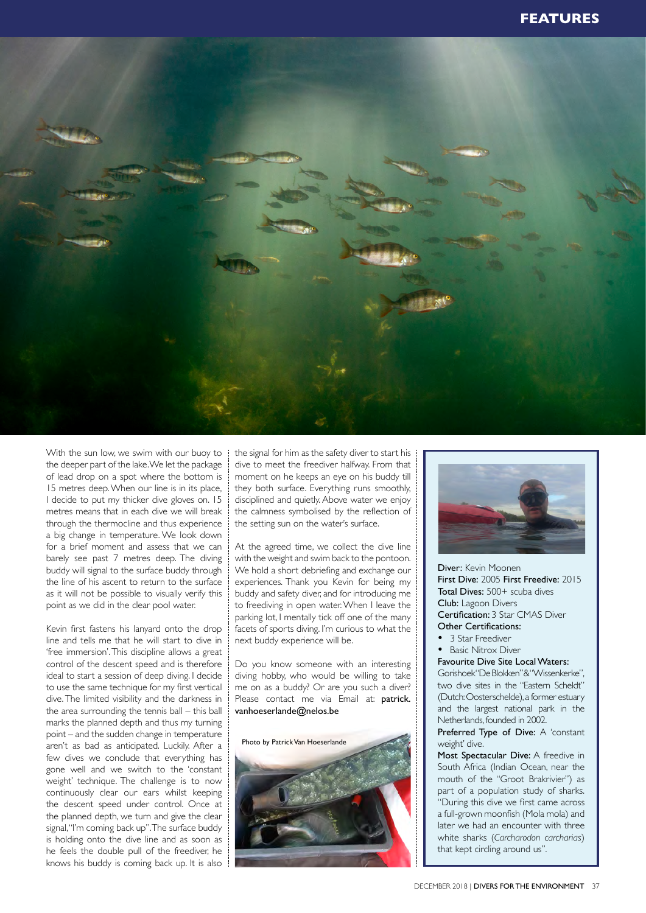With the sun low, we swim with our buoy to the deeper part of the lake. We let the package of lead drop on a spot where the bottom is 15 metres deep. When our line is in its place, I decide to put my thicker dive gloves on. 15 metres means that in each dive we will break through the thermocline and thus experience a big change in temperature. We look down for a brief moment and assess that we can barely see past 7 metres deep. The diving buddy will signal to the surface buddy through the line of his ascent to return to the surface as it will not be possible to visually verify this point as we did in the clear pool water.

Kevin first fastens his lanyard onto the drop line and tells me that he will start to dive in 'free immersion'. This discipline allows a great control of the descent speed and is therefore ideal to start a session of deep diving. I decide to use the same technique for my first vertical dive. The limited visibility and the darkness in the area surrounding the tennis ball – this ball marks the planned depth and thus my turning point – and the sudden change in temperature aren't as bad as anticipated. Luckily. After a few dives we conclude that everything has gone well and we switch to the 'constant weight' technique. The challenge is to now continuously clear our ears whilst keeping the descent speed under control. Once at the planned depth, we turn and give the clear signal, "I'm coming back up". The surface buddy is holding onto the dive line and as soon as he feels the double pull of the freediver, he knows his buddy is coming back up. It is also the signal for him as the safety diver to start his dive to meet the freediver halfway. From that moment on he keeps an eye on his buddy till they both surface. Everything runs smoothly, disciplined and quietly. Above water we enjoy the calmness symbolised by the reflection of the setting sun on the water's surface.

At the agreed time, we collect the dive line with the weight and swim back to the pontoon. We hold a short debriefing and exchange our experiences. Thank you Kevin for being my buddy and safety diver, and for introducing me to freediving in open water. When I leave the parking lot, I mentally tick off one of the many facets of sports diving. I'm curious to what the next buddy experience will be.

Do you know someone with an interesting diving hobby, who would be willing to take me on as a buddy? Or are you such a diver? Please contact me via Email at: **patrick.vanhoeserlande@nelos.be**

Photo by Patrick Van Hoeserlande

**Diver:** Kevin Moonen
**First Dive:** 2005 **First Freedive:** 2015
**Total Dives:** 500+ scuba dives
**Club:** Lagoon Divers
**Certification:** 3 Star CMAS Diver
**Other Certifications:**

- 3 Star Freediver
- Basic Nitrox Diver

**Favourite Dive Site Local Waters:** Gorishoek "De Blokken" & "Wissenkerke", two dive sites in the "Eastern Scheldt" (Dutch: Oosterschelde), a former estuary and the largest national park in the Netherlands, founded in 2002.

**Preferred Type of Dive:** A 'constant weight' dive.

**Most Spectacular Dive:** A freedive in South Africa (Indian Ocean, near the mouth of the "Groot Brakrivier") as part of a population study of sharks. "During this dive we first came across a full-grown moonfish (Mola mola) and later we had an encounter with three white sharks (*Carcharodon carcharias*) that kept circling around us".